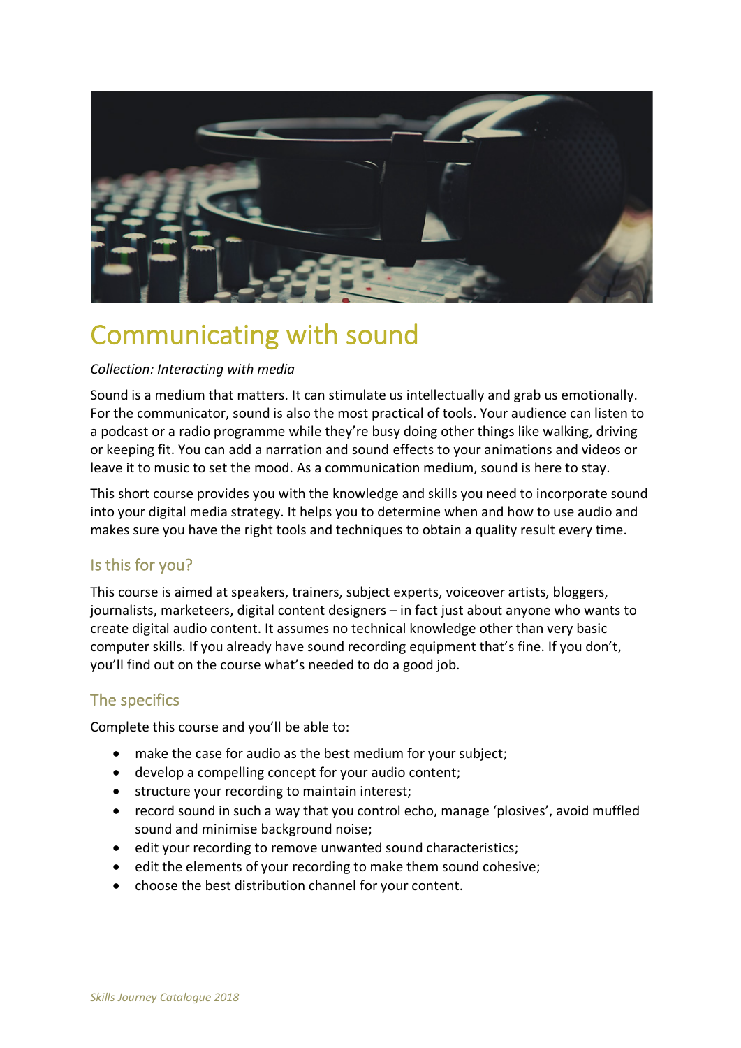# Communicating with sound

*Collection: Interacting with media*

Sound is a medium that matters. It can stimulate us intellectually and grab us emotionally. For the communicator, sound is also the most practical of tools. Your audience can listen to a podcast or a radio programme while they're busy doing other things like walking, driving or keeping fit. You can add a narration and sound effects to your animations and videos or leave it to music to set the mood. As a communication medium, sound is here to stay.

This short course provides you with the knowledge and skills you need to incorporate sound into your digital media strategy. It helps you to determine when and how to use audio and makes sure you have the right tools and techniques to obtain a quality result every time.

## Is this for you?

This course is aimed at speakers, trainers, subject experts, voiceover artists, bloggers, journalists, marketeers, digital content designers – in fact just about anyone who wants to create digital audio content. It assumes no technical knowledge other than very basic computer skills. If you already have sound recording equipment that's fine. If you don't, you'll find out on the course what's needed to do a good job.

## The specifics

Complete this course and you'll be able to:

- make the case for audio as the best medium for your subject;
- develop a compelling concept for your audio content;
- structure your recording to maintain interest;
- record sound in such a way that you control echo, manage 'plosives', avoid muffled sound and minimise background noise;
- edit your recording to remove unwanted sound characteristics;
- edit the elements of your recording to make them sound cohesive;
- choose the best distribution channel for your content.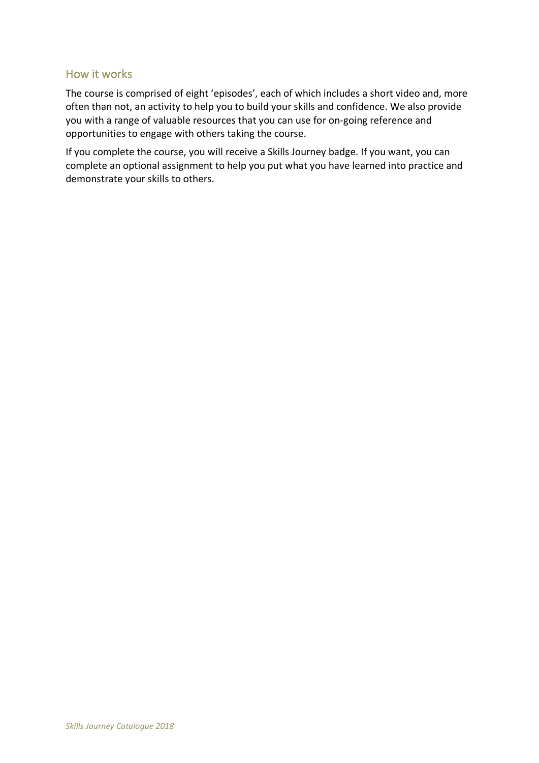## How it works

The course is comprised of eight 'episodes', each of which includes a short video and, more often than not, an activity to help you to build your skills and confidence. We also provide you with a range of valuable resources that you can use for on-going reference and opportunities to engage with others taking the course.

If you complete the course, you will receive a Skills Journey badge. If you want, you can complete an optional assignment to help you put what you have learned into practice and demonstrate your skills to others.